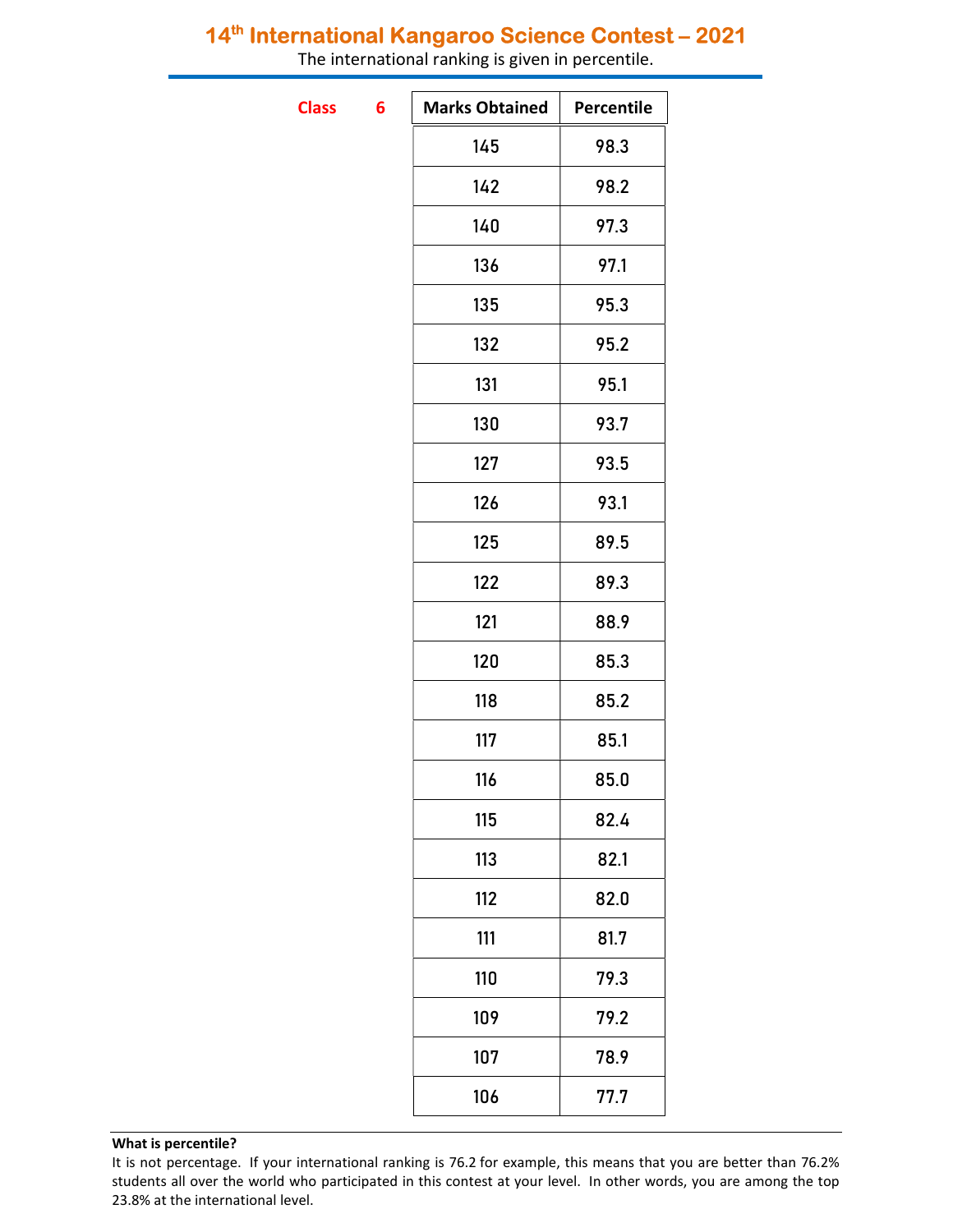# 14[th] International Kangaroo Science Contest – 2021

The international ranking is given in percentile.

**Class 6**

| Marks Obtained | Percentile |
|---|---|
| 145 | 98.3 |
| 142 | 98.2 |
| 140 | 97.3 |
| 136 | 97.1 |
| 135 | 95.3 |
| 132 | 95.2 |
| 131 | 95.1 |
| 130 | 93.7 |
| 127 | 93.5 |
| 126 | 93.1 |
| 125 | 89.5 |
| 122 | 89.3 |
| 121 | 88.9 |
| 120 | 85.3 |
| 118 | 85.2 |
| 117 | 85.1 |
| 116 | 85.0 |
| 115 | 82.4 |
| 113 | 82.1 |
| 112 | 82.0 |
| 111 | 81.7 |
| 110 | 79.3 |
| 109 | 79.2 |
| 107 | 78.9 |
| 106 | 77.7 |

**What is percentile?**

It is not percentage. If your international ranking is 76.2 for example, this means that you are better than 76.2% students all over the world who participated in this contest at your level. In other words, you are among the top 23.8% at the international level.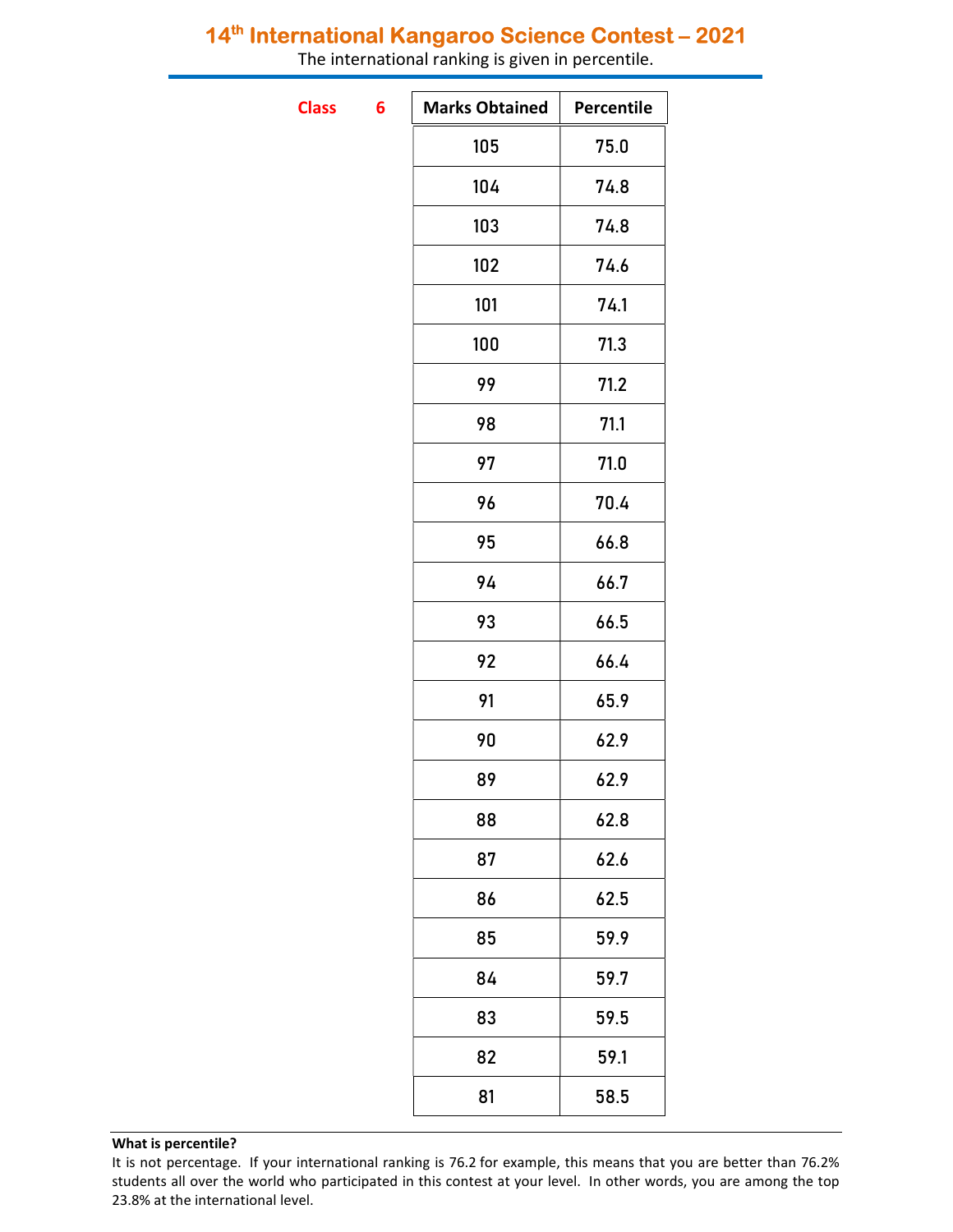## 14th International Kangaroo Science Contest – 2021

The international ranking is given in percentile.

**Class 6**

| Marks Obtained | Percentile |
|---|---|
| 105 | 75.0 |
| 104 | 74.8 |
| 103 | 74.8 |
| 102 | 74.6 |
| 101 | 74.1 |
| 100 | 71.3 |
| 99 | 71.2 |
| 98 | 71.1 |
| 97 | 71.0 |
| 96 | 70.4 |
| 95 | 66.8 |
| 94 | 66.7 |
| 93 | 66.5 |
| 92 | 66.4 |
| 91 | 65.9 |
| 90 | 62.9 |
| 89 | 62.9 |
| 88 | 62.8 |
| 87 | 62.6 |
| 86 | 62.5 |
| 85 | 59.9 |
| 84 | 59.7 |
| 83 | 59.5 |
| 82 | 59.1 |
| 81 | 58.5 |

**What is percentile?**

It is not percentage. If your international ranking is 76.2 for example, this means that you are better than 76.2% students all over the world who participated in this contest at your level. In other words, you are among the top 23.8% at the international level.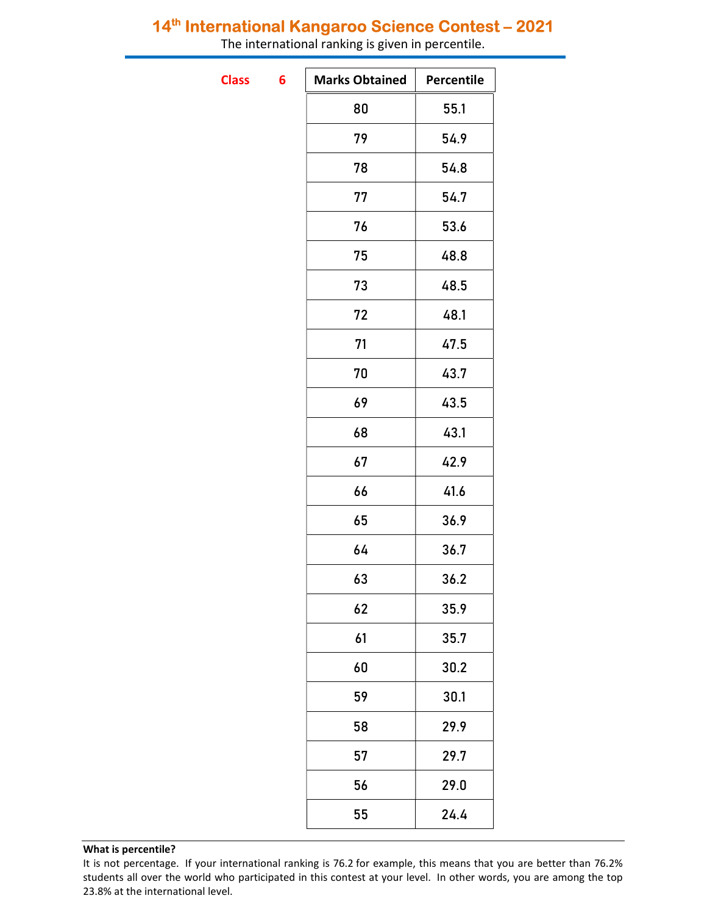# 14th International Kangaroo Science Contest – 2021

The international ranking is given in percentile.

**Class 6**

| Marks Obtained | Percentile |
|---|---|
| 80 | 55.1 |
| 79 | 54.9 |
| 78 | 54.8 |
| 77 | 54.7 |
| 76 | 53.6 |
| 75 | 48.8 |
| 73 | 48.5 |
| 72 | 48.1 |
| 71 | 47.5 |
| 70 | 43.7 |
| 69 | 43.5 |
| 68 | 43.1 |
| 67 | 42.9 |
| 66 | 41.6 |
| 65 | 36.9 |
| 64 | 36.7 |
| 63 | 36.2 |
| 62 | 35.9 |
| 61 | 35.7 |
| 60 | 30.2 |
| 59 | 30.1 |
| 58 | 29.9 |
| 57 | 29.7 |
| 56 | 29.0 |
| 55 | 24.4 |

**What is percentile?**

It is not percentage. If your international ranking is 76.2 for example, this means that you are better than 76.2% students all over the world who participated in this contest at your level. In other words, you are among the top 23.8% at the international level.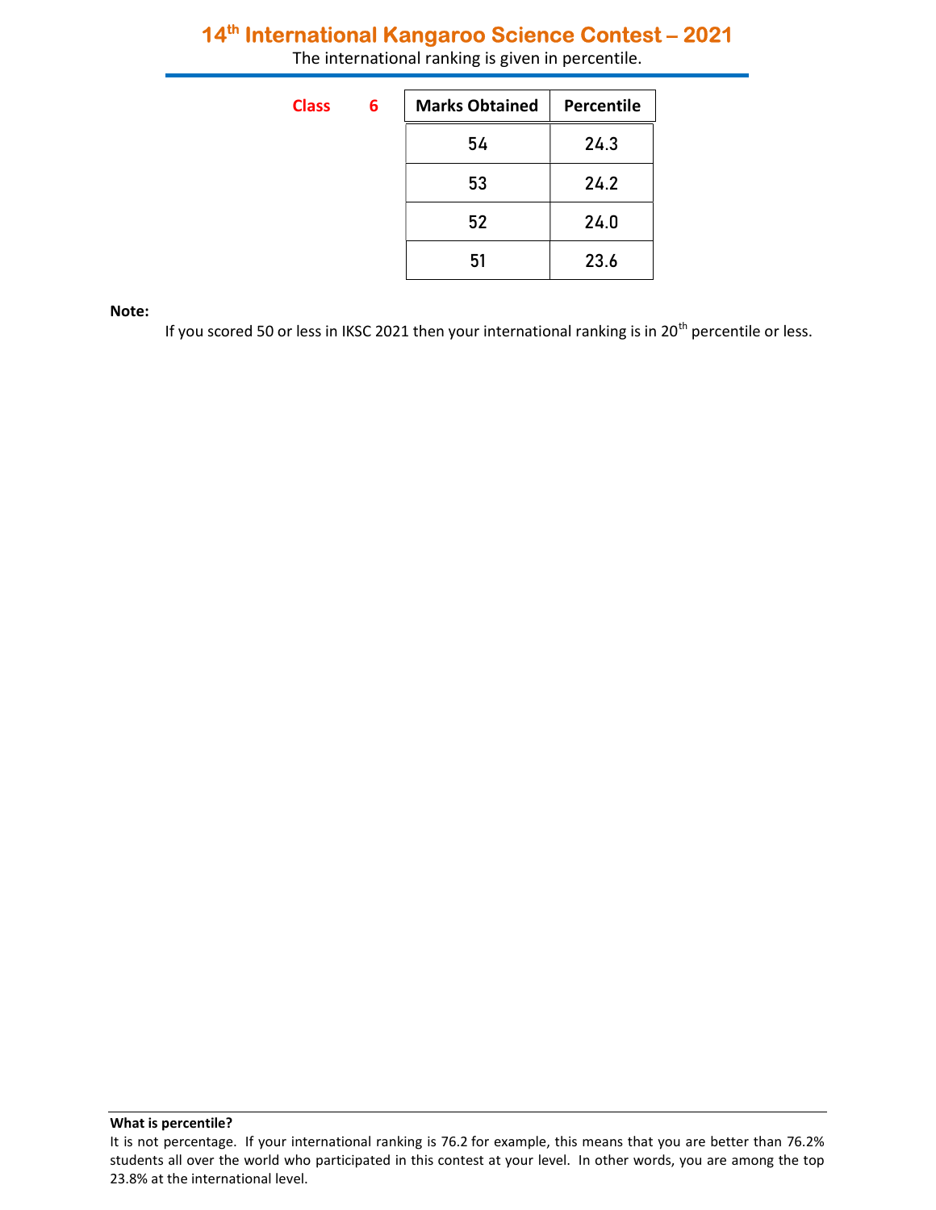# 14th International Kangaroo Science Contest – 2021

The international ranking is given in percentile.

**Class 6**

| Marks Obtained | Percentile |
|---|---|
| 54 | 24.3 |
| 53 | 24.2 |
| 52 | 24.0 |
| 51 | 23.6 |

**Note:**

If you scored 50 or less in IKSC 2021 then your international ranking is in 20th percentile or less.

**What is percentile?**

It is not percentage. If your international ranking is 76.2 for example, this means that you are better than 76.2% students all over the world who participated in this contest at your level. In other words, you are among the top 23.8% at the international level.